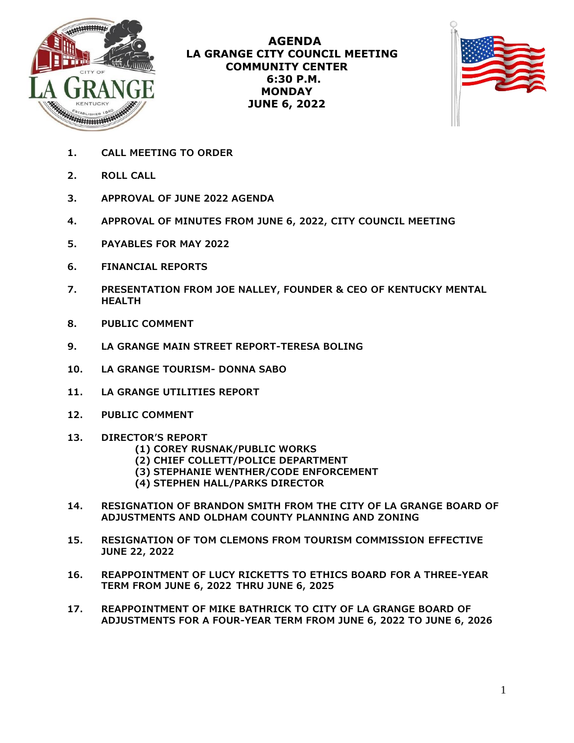# AGENDA
## LA GRANGE CITY COUNCIL MEETING
## COMMUNITY CENTER
## 6:30 P.M.
## MONDAY
## JUNE 6, 2022

1. **CALL MEETING TO ORDER**
2. **ROLL CALL**
3. **APPROVAL OF JUNE 2022 AGENDA**
4. **APPROVAL OF MINUTES FROM JUNE 6, 2022, CITY COUNCIL MEETING**
5. **PAYABLES FOR MAY 2022**
6. **FINANCIAL REPORTS**
7. **PRESENTATION FROM JOE NALLEY, FOUNDER & CEO OF KENTUCKY MENTAL HEALTH**
8. **PUBLIC COMMENT**
9. **LA GRANGE MAIN STREET REPORT-TERESA BOLING**
10. **LA GRANGE TOURISM- DONNA SABO**
11. **LA GRANGE UTILITIES REPORT**
12. **PUBLIC COMMENT**
13. **DIRECTOR'S REPORT**
    - **(1) COREY RUSNAK/PUBLIC WORKS**
    - **(2) CHIEF COLLETT/POLICE DEPARTMENT**
    - **(3) STEPHANIE WENTHER/CODE ENFORCEMENT**
    - **(4) STEPHEN HALL/PARKS DIRECTOR**
14. **RESIGNATION OF BRANDON SMITH FROM THE CITY OF LA GRANGE BOARD OF ADJUSTMENTS AND OLDHAM COUNTY PLANNING AND ZONING**
15. **RESIGNATION OF TOM CLEMONS FROM TOURISM COMMISSION EFFECTIVE JUNE 22, 2022**
16. **REAPPOINTMENT OF LUCY RICKETTS TO ETHICS BOARD FOR A THREE-YEAR TERM FROM JUNE 6, 2022 THRU JUNE 6, 2025**
17. **REAPPOINTMENT OF MIKE BATHRICK TO CITY OF LA GRANGE BOARD OF ADJUSTMENTS FOR A FOUR-YEAR TERM FROM JUNE 6, 2022 TO JUNE 6, 2026**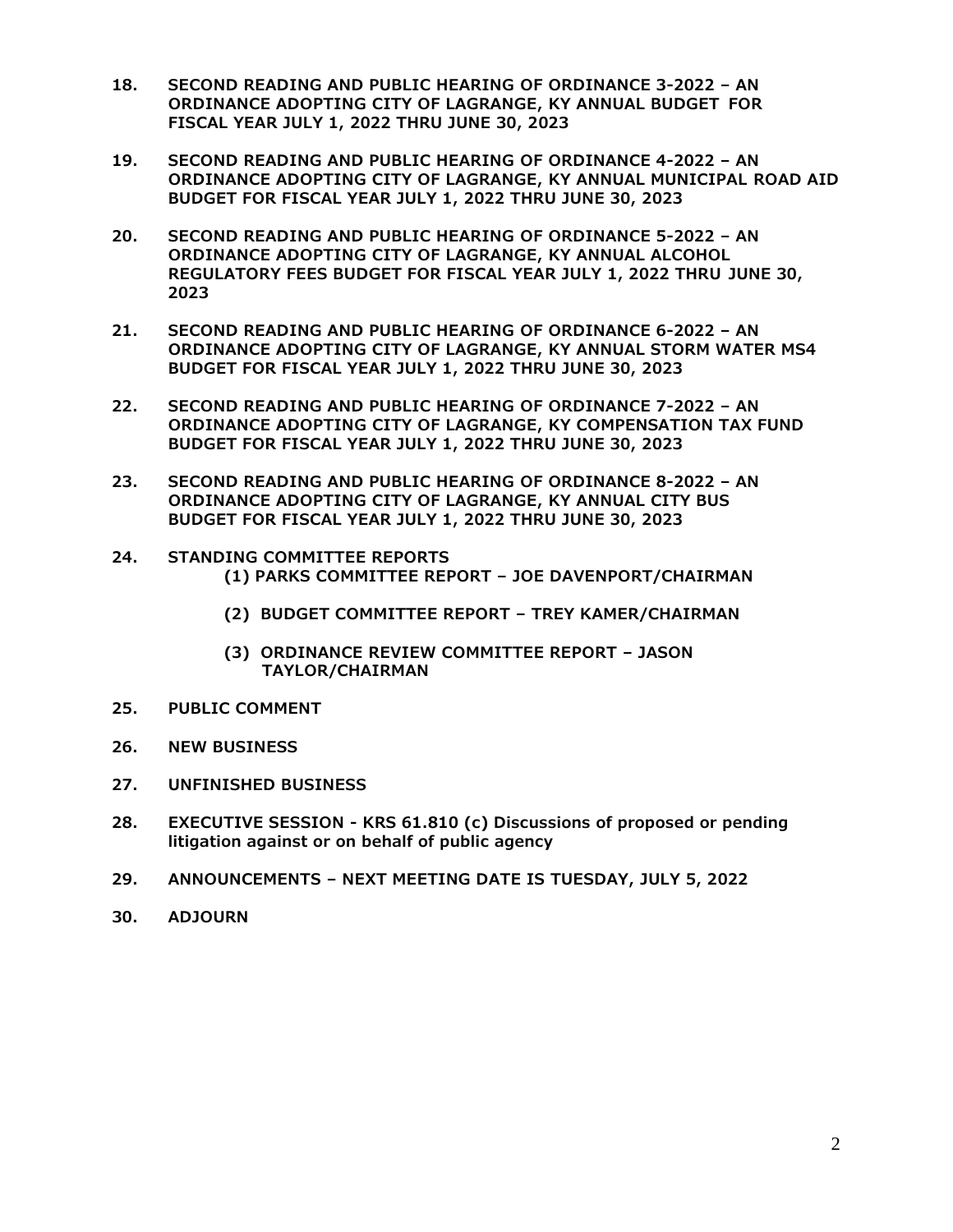**18. SECOND READING AND PUBLIC HEARING OF ORDINANCE 3-2022 – AN ORDINANCE ADOPTING CITY OF LAGRANGE, KY ANNUAL BUDGET FOR FISCAL YEAR JULY 1, 2022 THRU JUNE 30, 2023**

**19. SECOND READING AND PUBLIC HEARING OF ORDINANCE 4-2022 – AN ORDINANCE ADOPTING CITY OF LAGRANGE, KY ANNUAL MUNICIPAL ROAD AID BUDGET FOR FISCAL YEAR JULY 1, 2022 THRU JUNE 30, 2023**

**20. SECOND READING AND PUBLIC HEARING OF ORDINANCE 5-2022 – AN ORDINANCE ADOPTING CITY OF LAGRANGE, KY ANNUAL ALCOHOL REGULATORY FEES BUDGET FOR FISCAL YEAR JULY 1, 2022 THRU JUNE 30, 2023**

**21. SECOND READING AND PUBLIC HEARING OF ORDINANCE 6-2022 – AN ORDINANCE ADOPTING CITY OF LAGRANGE, KY ANNUAL STORM WATER MS4 BUDGET FOR FISCAL YEAR JULY 1, 2022 THRU JUNE 30, 2023**

**22. SECOND READING AND PUBLIC HEARING OF ORDINANCE 7-2022 – AN ORDINANCE ADOPTING CITY OF LAGRANGE, KY COMPENSATION TAX FUND BUDGET FOR FISCAL YEAR JULY 1, 2022 THRU JUNE 30, 2023**

**23. SECOND READING AND PUBLIC HEARING OF ORDINANCE 8-2022 – AN ORDINANCE ADOPTING CITY OF LAGRANGE, KY ANNUAL CITY BUS BUDGET FOR FISCAL YEAR JULY 1, 2022 THRU JUNE 30, 2023**

**24. STANDING COMMITTEE REPORTS**
   - **(1) PARKS COMMITTEE REPORT – JOE DAVENPORT/CHAIRMAN**
   - **(2) BUDGET COMMITTEE REPORT – TREY KAMER/CHAIRMAN**
   - **(3) ORDINANCE REVIEW COMMITTEE REPORT – JASON TAYLOR/CHAIRMAN**

**25. PUBLIC COMMENT**

**26. NEW BUSINESS**

**27. UNFINISHED BUSINESS**

**28. EXECUTIVE SESSION - KRS 61.810 (c) Discussions of proposed or pending litigation against or on behalf of public agency**

**29. ANNOUNCEMENTS – NEXT MEETING DATE IS TUESDAY, JULY 5, 2022**

**30. ADJOURN**